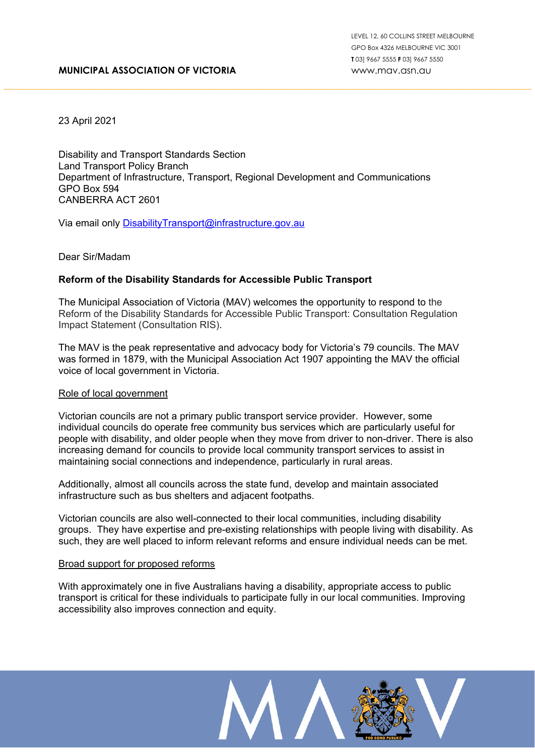**MUNICIPAL ASSOCIATION OF VICTORIA**

LEVEL 12, 60 COLLINS STREET MELBOURNE
GPO Box 4326 MELBOURNE VIC 3001
**T** 03] 9667 5555 **F** 03] 9667 5550
www.mav.asn.au

23 April 2021

Disability and Transport Standards Section
Land Transport Policy Branch
Department of Infrastructure, Transport, Regional Development and Communications
GPO Box 594
CANBERRA ACT 2601

Via email only DisabilityTransport@infrastructure.gov.au

Dear Sir/Madam

**Reform of the Disability Standards for Accessible Public Transport**

The Municipal Association of Victoria (MAV) welcomes the opportunity to respond to the Reform of the Disability Standards for Accessible Public Transport: Consultation Regulation Impact Statement (Consultation RIS).

The MAV is the peak representative and advocacy body for Victoria's 79 councils. The MAV was formed in 1879, with the Municipal Association Act 1907 appointing the MAV the official voice of local government in Victoria.

Role of local government

Victorian councils are not a primary public transport service provider. However, some individual councils do operate free community bus services which are particularly useful for people with disability, and older people when they move from driver to non-driver. There is also increasing demand for councils to provide local community transport services to assist in maintaining social connections and independence, particularly in rural areas.

Additionally, almost all councils across the state fund, develop and maintain associated infrastructure such as bus shelters and adjacent footpaths.

Victorian councils are also well-connected to their local communities, including disability groups. They have expertise and pre-existing relationships with people living with disability. As such, they are well placed to inform relevant reforms and ensure individual needs can be met.

Broad support for proposed reforms

With approximately one in five Australians having a disability, appropriate access to public transport is critical for these individuals to participate fully in our local communities. Improving accessibility also improves connection and equity.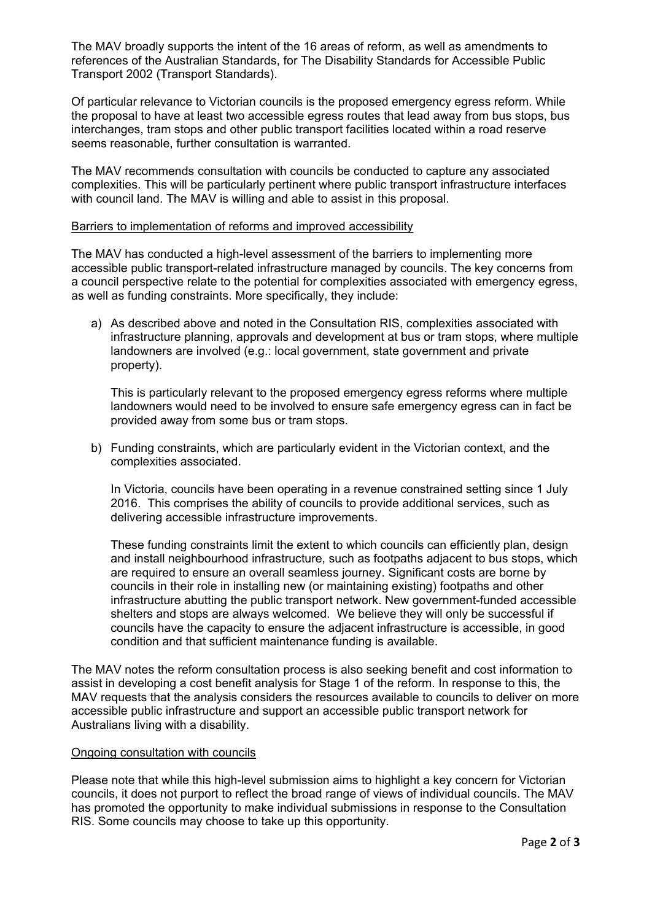The MAV broadly supports the intent of the 16 areas of reform, as well as amendments to references of the Australian Standards, for The Disability Standards for Accessible Public Transport 2002 (Transport Standards).

Of particular relevance to Victorian councils is the proposed emergency egress reform. While the proposal to have at least two accessible egress routes that lead away from bus stops, bus interchanges, tram stops and other public transport facilities located within a road reserve seems reasonable, further consultation is warranted.

The MAV recommends consultation with councils be conducted to capture any associated complexities. This will be particularly pertinent where public transport infrastructure interfaces with council land. The MAV is willing and able to assist in this proposal.

<u>Barriers to implementation of reforms and improved accessibility</u>

The MAV has conducted a high-level assessment of the barriers to implementing more accessible public transport-related infrastructure managed by councils. The key concerns from a council perspective relate to the potential for complexities associated with emergency egress, as well as funding constraints. More specifically, they include:

a) As described above and noted in the Consultation RIS, complexities associated with infrastructure planning, approvals and development at bus or tram stops, where multiple landowners are involved (e.g.: local government, state government and private property).

   This is particularly relevant to the proposed emergency egress reforms where multiple landowners would need to be involved to ensure safe emergency egress can in fact be provided away from some bus or tram stops.

b) Funding constraints, which are particularly evident in the Victorian context, and the complexities associated.

   In Victoria, councils have been operating in a revenue constrained setting since 1 July 2016. This comprises the ability of councils to provide additional services, such as delivering accessible infrastructure improvements.

   These funding constraints limit the extent to which councils can efficiently plan, design and install neighbourhood infrastructure, such as footpaths adjacent to bus stops, which are required to ensure an overall seamless journey. Significant costs are borne by councils in their role in installing new (or maintaining existing) footpaths and other infrastructure abutting the public transport network. New government-funded accessible shelters and stops are always welcomed. We believe they will only be successful if councils have the capacity to ensure the adjacent infrastructure is accessible, in good condition and that sufficient maintenance funding is available.

The MAV notes the reform consultation process is also seeking benefit and cost information to assist in developing a cost benefit analysis for Stage 1 of the reform. In response to this, the MAV requests that the analysis considers the resources available to councils to deliver on more accessible public infrastructure and support an accessible public transport network for Australians living with a disability.

<u>Ongoing consultation with councils</u>

Please note that while this high-level submission aims to highlight a key concern for Victorian councils, it does not purport to reflect the broad range of views of individual councils. The MAV has promoted the opportunity to make individual submissions in response to the Consultation RIS. Some councils may choose to take up this opportunity.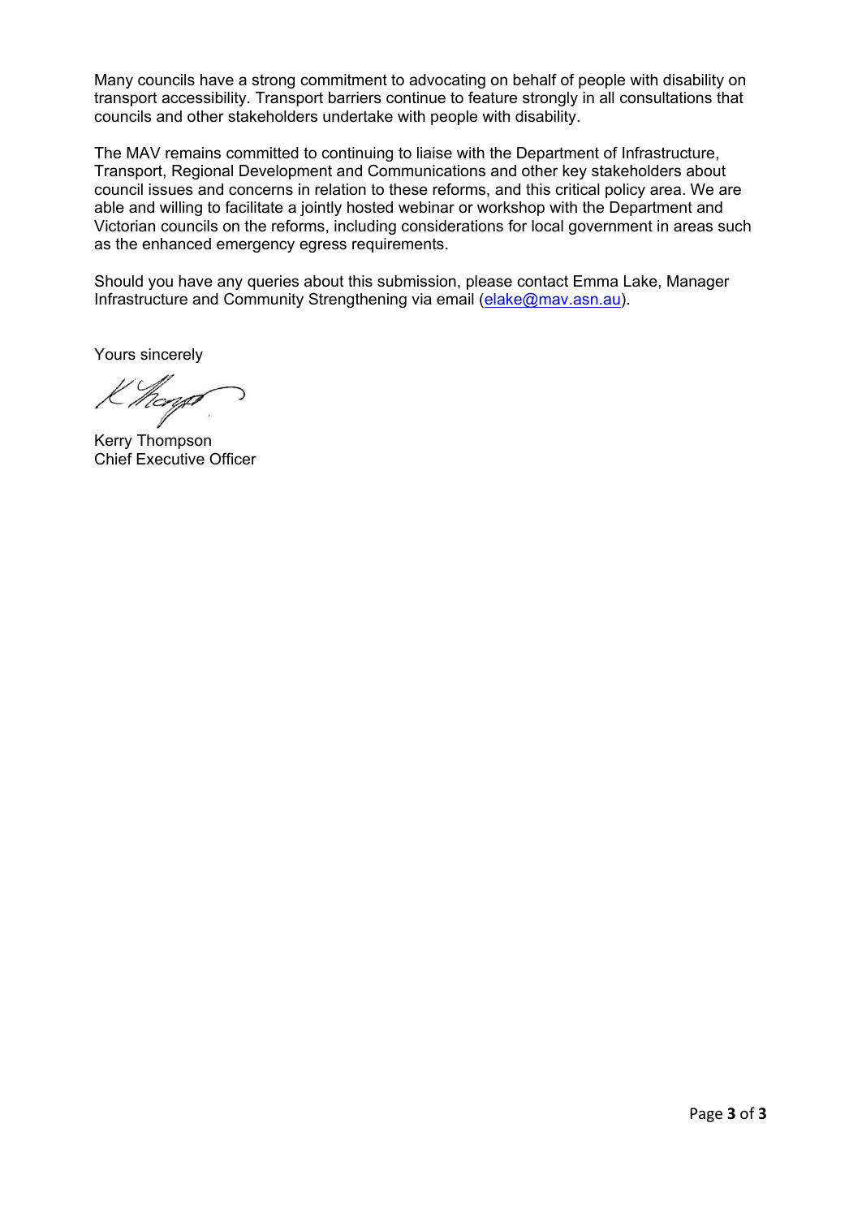Many councils have a strong commitment to advocating on behalf of people with disability on transport accessibility. Transport barriers continue to feature strongly in all consultations that councils and other stakeholders undertake with people with disability.

The MAV remains committed to continuing to liaise with the Department of Infrastructure, Transport, Regional Development and Communications and other key stakeholders about council issues and concerns in relation to these reforms, and this critical policy area. We are able and willing to facilitate a jointly hosted webinar or workshop with the Department and Victorian councils on the reforms, including considerations for local government in areas such as the enhanced emergency egress requirements.

Should you have any queries about this submission, please contact Emma Lake, Manager Infrastructure and Community Strengthening via email (elake@mav.asn.au).

Yours sincerely

Kerry Thompson
Chief Executive Officer